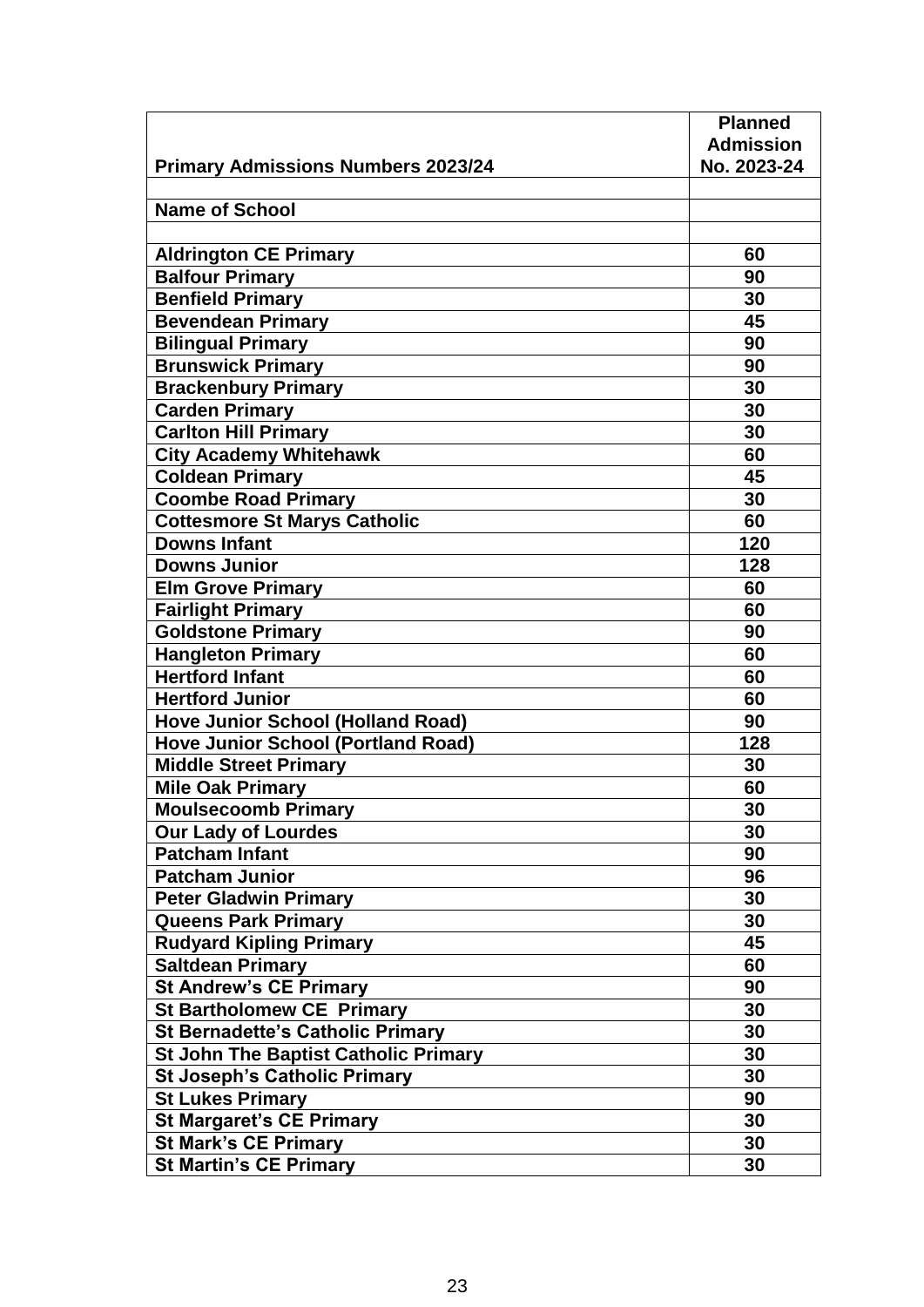| Primary Admissions Numbers 2023/24 | Planned Admission No. 2023-24 |
|---|---|
| | |
| **Name of School** | |
| | |
| **Aldrington CE Primary** | **60** |
| **Balfour Primary** | **90** |
| **Benfield Primary** | **30** |
| **Bevendean Primary** | **45** |
| **Bilingual Primary** | **90** |
| **Brunswick Primary** | **90** |
| **Brackenbury Primary** | **30** |
| **Carden Primary** | **30** |
| **Carlton Hill Primary** | **30** |
| **City Academy Whitehawk** | **60** |
| **Coldean Primary** | **45** |
| **Coombe Road Primary** | **30** |
| **Cottesmore St Marys Catholic** | **60** |
| **Downs Infant** | **120** |
| **Downs Junior** | **128** |
| **Elm Grove Primary** | **60** |
| **Fairlight Primary** | **60** |
| **Goldstone Primary** | **90** |
| **Hangleton Primary** | **60** |
| **Hertford Infant** | **60** |
| **Hertford Junior** | **60** |
| **Hove Junior School (Holland Road)** | **90** |
| **Hove Junior School (Portland Road)** | **128** |
| **Middle Street Primary** | **30** |
| **Mile Oak Primary** | **60** |
| **Moulsecoomb Primary** | **30** |
| **Our Lady of Lourdes** | **30** |
| **Patcham Infant** | **90** |
| **Patcham Junior** | **96** |
| **Peter Gladwin Primary** | **30** |
| **Queens Park Primary** | **30** |
| **Rudyard Kipling Primary** | **45** |
| **Saltdean Primary** | **60** |
| **St Andrew's CE Primary** | **90** |
| **St Bartholomew CE Primary** | **30** |
| **St Bernadette's Catholic Primary** | **30** |
| **St John The Baptist Catholic Primary** | **30** |
| **St Joseph's Catholic Primary** | **30** |
| **St Lukes Primary** | **90** |
| **St Margaret's CE Primary** | **30** |
| **St Mark's CE Primary** | **30** |
| **St Martin's CE Primary** | **30** |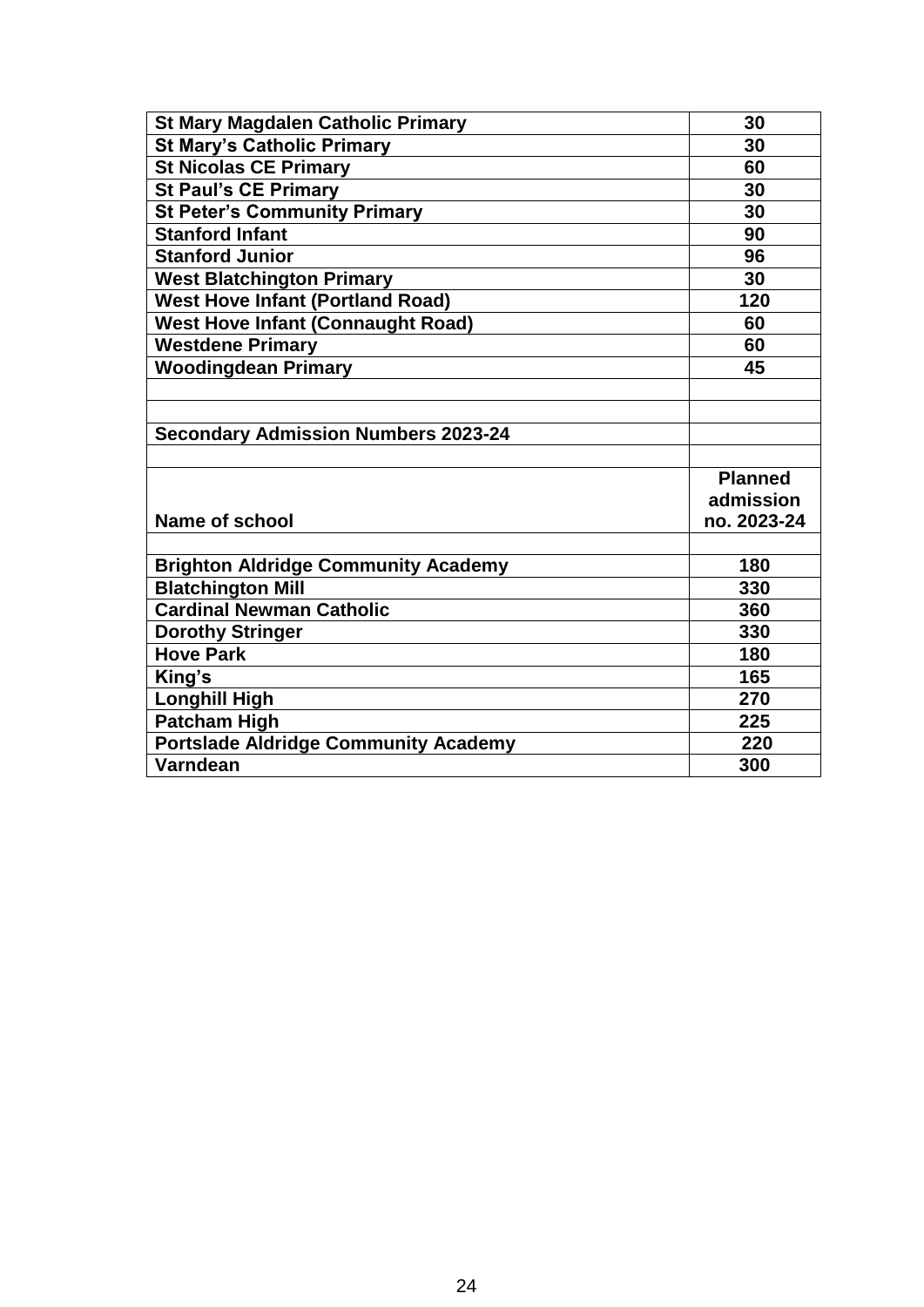| | |
|---|---|
| **St Mary Magdalen Catholic Primary** | **30** |
| **St Mary's Catholic Primary** | **30** |
| **St Nicolas CE Primary** | **60** |
| **St Paul's CE Primary** | **30** |
| **St Peter's Community Primary** | **30** |
| **Stanford Infant** | **90** |
| **Stanford Junior** | **96** |
| **West Blatchington Primary** | **30** |
| **West Hove Infant (Portland Road)** | **120** |
| **West Hove Infant (Connaught Road)** | **60** |
| **Westdene Primary** | **60** |
| **Woodingdean Primary** | **45** |
| | |
| | |
| **Secondary Admission Numbers 2023-24** | |
| | |
| **Name of school** | **Planned admission no. 2023-24** |
| | |
| **Brighton Aldridge Community Academy** | **180** |
| **Blatchington Mill** | **330** |
| **Cardinal Newman Catholic** | **360** |
| **Dorothy Stringer** | **330** |
| **Hove Park** | **180** |
| **King's** | **165** |
| **Longhill High** | **270** |
| **Patcham High** | **225** |
| **Portslade Aldridge Community Academy** | **220** |
| **Varndean** | **300** |